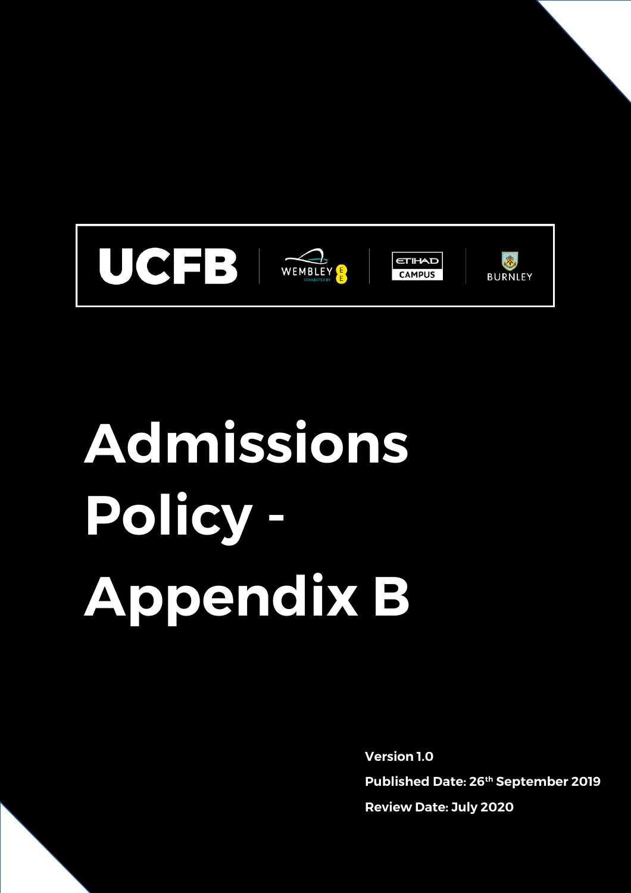UCFB | WEMBLEY | ETIHAD CAMPUS | BURNLEY

# Admissions Policy - Appendix B

**Version 1.0**

**Published Date: 26th September 2019**

**Review Date: July 2020**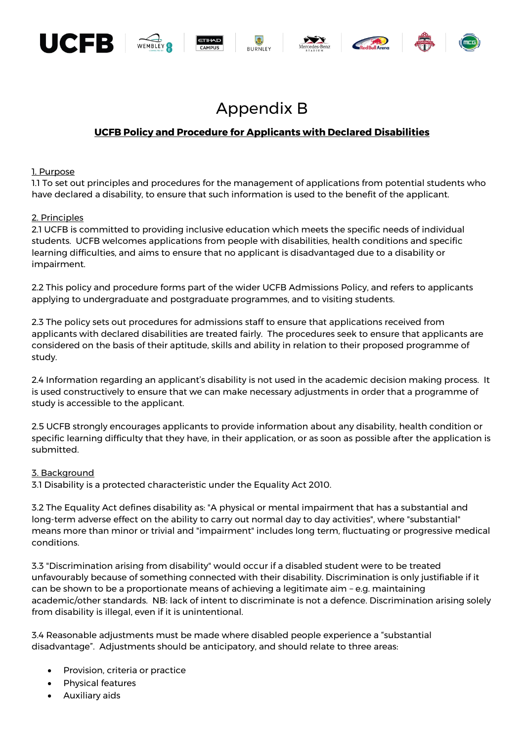# Appendix B

## UCFB Policy and Procedure for Applicants with Declared Disabilities

1. Purpose

1.1 To set out principles and procedures for the management of applications from potential students who have declared a disability, to ensure that such information is used to the benefit of the applicant.

2. Principles

2.1 UCFB is committed to providing inclusive education which meets the specific needs of individual students. UCFB welcomes applications from people with disabilities, health conditions and specific learning difficulties, and aims to ensure that no applicant is disadvantaged due to a disability or impairment.

2.2 This policy and procedure forms part of the wider UCFB Admissions Policy, and refers to applicants applying to undergraduate and postgraduate programmes, and to visiting students.

2.3 The policy sets out procedures for admissions staff to ensure that applications received from applicants with declared disabilities are treated fairly. The procedures seek to ensure that applicants are considered on the basis of their aptitude, skills and ability in relation to their proposed programme of study.

2.4 Information regarding an applicant's disability is not used in the academic decision making process. It is used constructively to ensure that we can make necessary adjustments in order that a programme of study is accessible to the applicant.

2.5 UCFB strongly encourages applicants to provide information about any disability, health condition or specific learning difficulty that they have, in their application, or as soon as possible after the application is submitted.

3. Background

3.1 Disability is a protected characteristic under the Equality Act 2010.

3.2 The Equality Act defines disability as: "A physical or mental impairment that has a substantial and long-term adverse effect on the ability to carry out normal day to day activities", where "substantial" means more than minor or trivial and "impairment" includes long term, fluctuating or progressive medical conditions.

3.3 "Discrimination arising from disability" would occur if a disabled student were to be treated unfavourably because of something connected with their disability. Discrimination is only justifiable if it can be shown to be a proportionate means of achieving a legitimate aim – e.g. maintaining academic/other standards. NB: lack of intent to discriminate is not a defence. Discrimination arising solely from disability is illegal, even if it is unintentional.

3.4 Reasonable adjustments must be made where disabled people experience a "substantial disadvantage". Adjustments should be anticipatory, and should relate to three areas:

- Provision, criteria or practice
- Physical features
- Auxiliary aids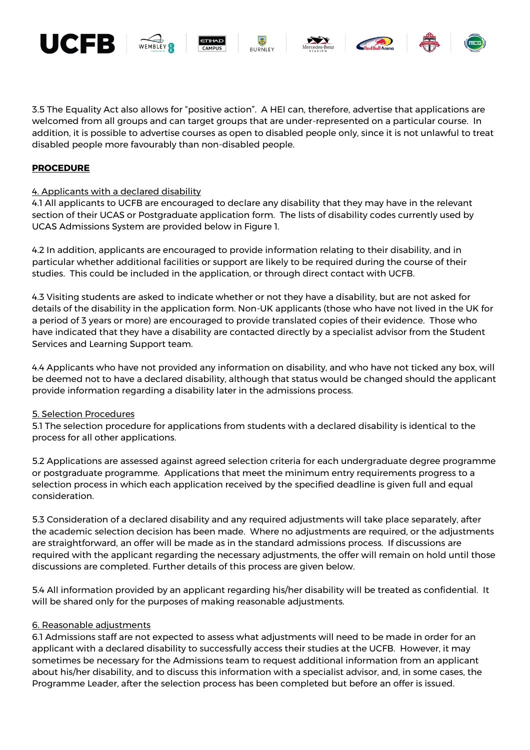3.5 The Equality Act also allows for "positive action". A HEI can, therefore, advertise that applications are welcomed from all groups and can target groups that are under-represented on a particular course. In addition, it is possible to advertise courses as open to disabled people only, since it is not unlawful to treat disabled people more favourably than non-disabled people.

## PROCEDURE

### 4. Applicants with a declared disability

4.1 All applicants to UCFB are encouraged to declare any disability that they may have in the relevant section of their UCAS or Postgraduate application form. The lists of disability codes currently used by UCAS Admissions System are provided below in Figure 1.

4.2 In addition, applicants are encouraged to provide information relating to their disability, and in particular whether additional facilities or support are likely to be required during the course of their studies. This could be included in the application, or through direct contact with UCFB.

4.3 Visiting students are asked to indicate whether or not they have a disability, but are not asked for details of the disability in the application form. Non-UK applicants (those who have not lived in the UK for a period of 3 years or more) are encouraged to provide translated copies of their evidence. Those who have indicated that they have a disability are contacted directly by a specialist advisor from the Student Services and Learning Support team.

4.4 Applicants who have not provided any information on disability, and who have not ticked any box, will be deemed not to have a declared disability, although that status would be changed should the applicant provide information regarding a disability later in the admissions process.

### 5. Selection Procedures

5.1 The selection procedure for applications from students with a declared disability is identical to the process for all other applications.

5.2 Applications are assessed against agreed selection criteria for each undergraduate degree programme or postgraduate programme. Applications that meet the minimum entry requirements progress to a selection process in which each application received by the specified deadline is given full and equal consideration.

5.3 Consideration of a declared disability and any required adjustments will take place separately, after the academic selection decision has been made. Where no adjustments are required, or the adjustments are straightforward, an offer will be made as in the standard admissions process. If discussions are required with the applicant regarding the necessary adjustments, the offer will remain on hold until those discussions are completed. Further details of this process are given below.

5.4 All information provided by an applicant regarding his/her disability will be treated as confidential. It will be shared only for the purposes of making reasonable adjustments.

### 6. Reasonable adjustments

6.1 Admissions staff are not expected to assess what adjustments will need to be made in order for an applicant with a declared disability to successfully access their studies at the UCFB. However, it may sometimes be necessary for the Admissions team to request additional information from an applicant about his/her disability, and to discuss this information with a specialist advisor, and, in some cases, the Programme Leader, after the selection process has been completed but before an offer is issued.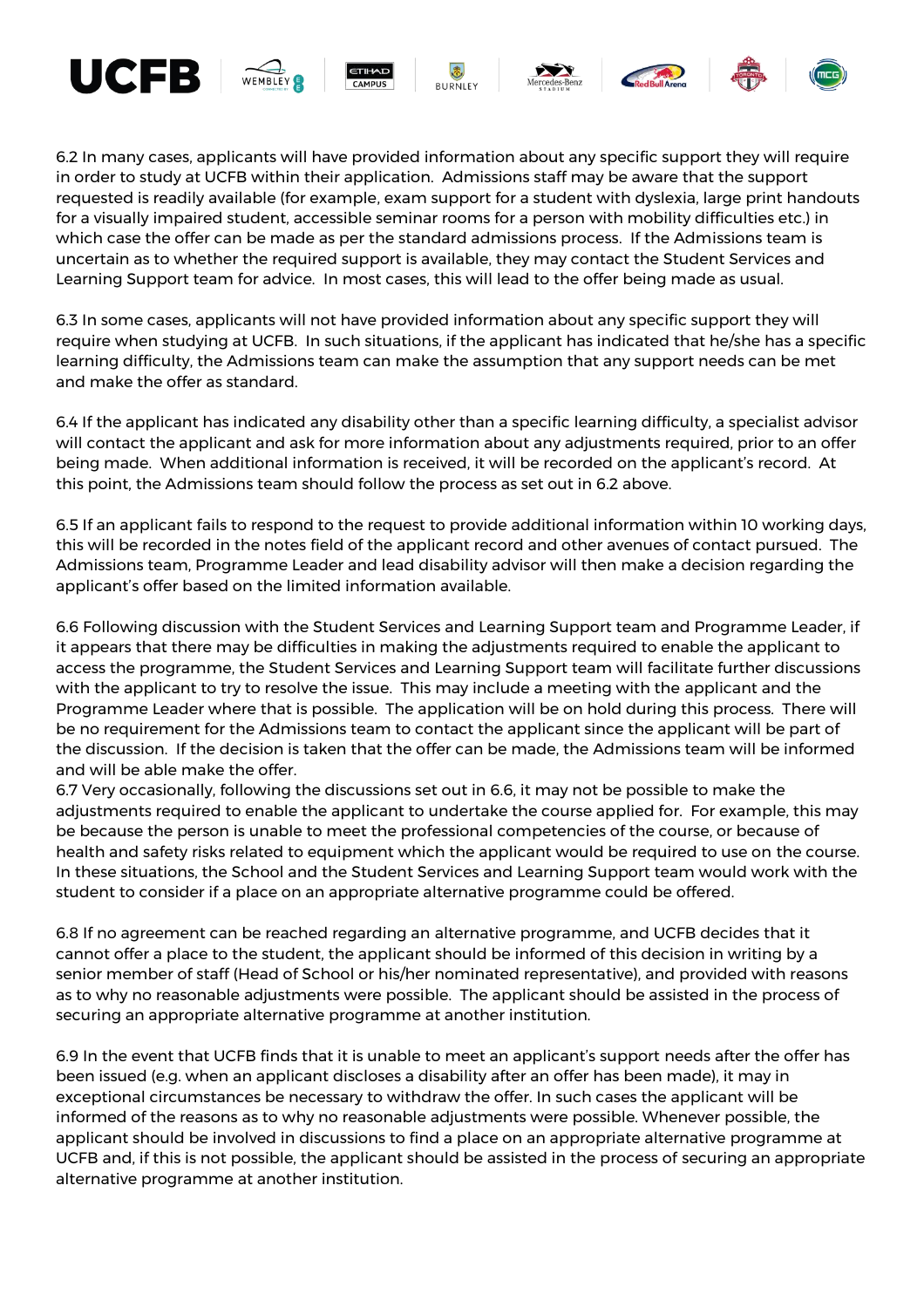6.2 In many cases, applicants will have provided information about any specific support they will require in order to study at UCFB within their application. Admissions staff may be aware that the support requested is readily available (for example, exam support for a student with dyslexia, large print handouts for a visually impaired student, accessible seminar rooms for a person with mobility difficulties etc.) in which case the offer can be made as per the standard admissions process. If the Admissions team is uncertain as to whether the required support is available, they may contact the Student Services and Learning Support team for advice. In most cases, this will lead to the offer being made as usual.

6.3 In some cases, applicants will not have provided information about any specific support they will require when studying at UCFB. In such situations, if the applicant has indicated that he/she has a specific learning difficulty, the Admissions team can make the assumption that any support needs can be met and make the offer as standard.

6.4 If the applicant has indicated any disability other than a specific learning difficulty, a specialist advisor will contact the applicant and ask for more information about any adjustments required, prior to an offer being made. When additional information is received, it will be recorded on the applicant's record. At this point, the Admissions team should follow the process as set out in 6.2 above.

6.5 If an applicant fails to respond to the request to provide additional information within 10 working days, this will be recorded in the notes field of the applicant record and other avenues of contact pursued. The Admissions team, Programme Leader and lead disability advisor will then make a decision regarding the applicant's offer based on the limited information available.

6.6 Following discussion with the Student Services and Learning Support team and Programme Leader, if it appears that there may be difficulties in making the adjustments required to enable the applicant to access the programme, the Student Services and Learning Support team will facilitate further discussions with the applicant to try to resolve the issue. This may include a meeting with the applicant and the Programme Leader where that is possible. The application will be on hold during this process. There will be no requirement for the Admissions team to contact the applicant since the applicant will be part of the discussion. If the decision is taken that the offer can be made, the Admissions team will be informed and will be able make the offer.

6.7 Very occasionally, following the discussions set out in 6.6, it may not be possible to make the adjustments required to enable the applicant to undertake the course applied for. For example, this may be because the person is unable to meet the professional competencies of the course, or because of health and safety risks related to equipment which the applicant would be required to use on the course. In these situations, the School and the Student Services and Learning Support team would work with the student to consider if a place on an appropriate alternative programme could be offered.

6.8 If no agreement can be reached regarding an alternative programme, and UCFB decides that it cannot offer a place to the student, the applicant should be informed of this decision in writing by a senior member of staff (Head of School or his/her nominated representative), and provided with reasons as to why no reasonable adjustments were possible. The applicant should be assisted in the process of securing an appropriate alternative programme at another institution.

6.9 In the event that UCFB finds that it is unable to meet an applicant's support needs after the offer has been issued (e.g. when an applicant discloses a disability after an offer has been made), it may in exceptional circumstances be necessary to withdraw the offer. In such cases the applicant will be informed of the reasons as to why no reasonable adjustments were possible. Whenever possible, the applicant should be involved in discussions to find a place on an appropriate alternative programme at UCFB and, if this is not possible, the applicant should be assisted in the process of securing an appropriate alternative programme at another institution.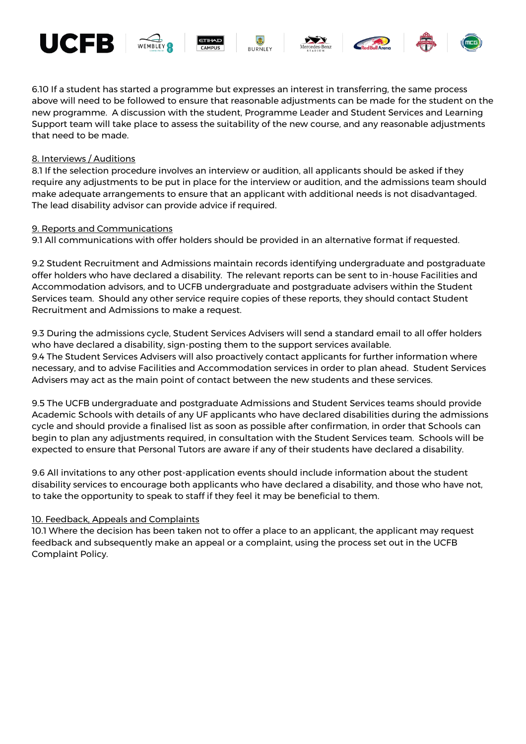6.10 If a student has started a programme but expresses an interest in transferring, the same process above will need to be followed to ensure that reasonable adjustments can be made for the student on the new programme. A discussion with the student, Programme Leader and Student Services and Learning Support team will take place to assess the suitability of the new course, and any reasonable adjustments that need to be made.

8. Interviews / Auditions

8.1 If the selection procedure involves an interview or audition, all applicants should be asked if they require any adjustments to be put in place for the interview or audition, and the admissions team should make adequate arrangements to ensure that an applicant with additional needs is not disadvantaged. The lead disability advisor can provide advice if required.

9. Reports and Communications

9.1 All communications with offer holders should be provided in an alternative format if requested.

9.2 Student Recruitment and Admissions maintain records identifying undergraduate and postgraduate offer holders who have declared a disability. The relevant reports can be sent to in-house Facilities and Accommodation advisors, and to UCFB undergraduate and postgraduate advisers within the Student Services team. Should any other service require copies of these reports, they should contact Student Recruitment and Admissions to make a request.

9.3 During the admissions cycle, Student Services Advisers will send a standard email to all offer holders who have declared a disability, sign-posting them to the support services available.

9.4 The Student Services Advisers will also proactively contact applicants for further information where necessary, and to advise Facilities and Accommodation services in order to plan ahead. Student Services Advisers may act as the main point of contact between the new students and these services.

9.5 The UCFB undergraduate and postgraduate Admissions and Student Services teams should provide Academic Schools with details of any UF applicants who have declared disabilities during the admissions cycle and should provide a finalised list as soon as possible after confirmation, in order that Schools can begin to plan any adjustments required, in consultation with the Student Services team. Schools will be expected to ensure that Personal Tutors are aware if any of their students have declared a disability.

9.6 All invitations to any other post-application events should include information about the student disability services to encourage both applicants who have declared a disability, and those who have not, to take the opportunity to speak to staff if they feel it may be beneficial to them.

10. Feedback, Appeals and Complaints

10.1 Where the decision has been taken not to offer a place to an applicant, the applicant may request feedback and subsequently make an appeal or a complaint, using the process set out in the UCFB Complaint Policy.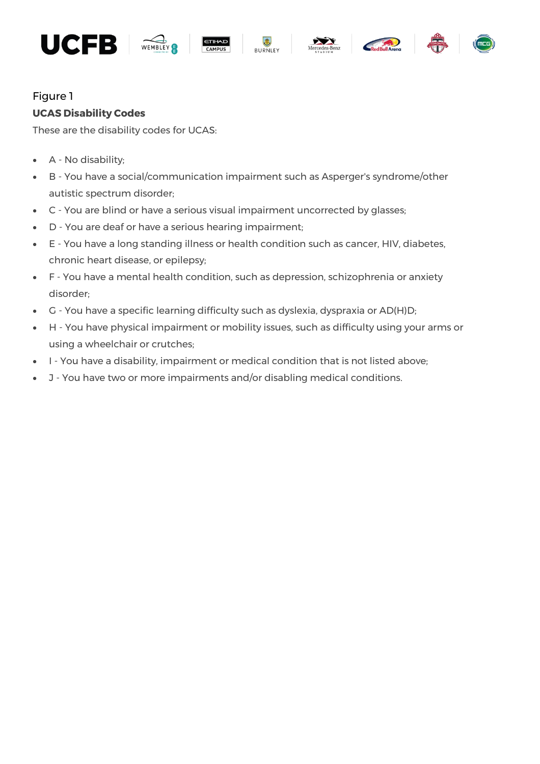Figure 1

**UCAS Disability Codes**

These are the disability codes for UCAS:

- A - No disability;
- B - You have a social/communication impairment such as Asperger's syndrome/other autistic spectrum disorder;
- C - You are blind or have a serious visual impairment uncorrected by glasses;
- D - You are deaf or have a serious hearing impairment;
- E - You have a long standing illness or health condition such as cancer, HIV, diabetes, chronic heart disease, or epilepsy;
- F - You have a mental health condition, such as depression, schizophrenia or anxiety disorder;
- G - You have a specific learning difficulty such as dyslexia, dyspraxia or AD(H)D;
- H - You have physical impairment or mobility issues, such as difficulty using your arms or using a wheelchair or crutches;
- I - You have a disability, impairment or medical condition that is not listed above;
- J - You have two or more impairments and/or disabling medical conditions.